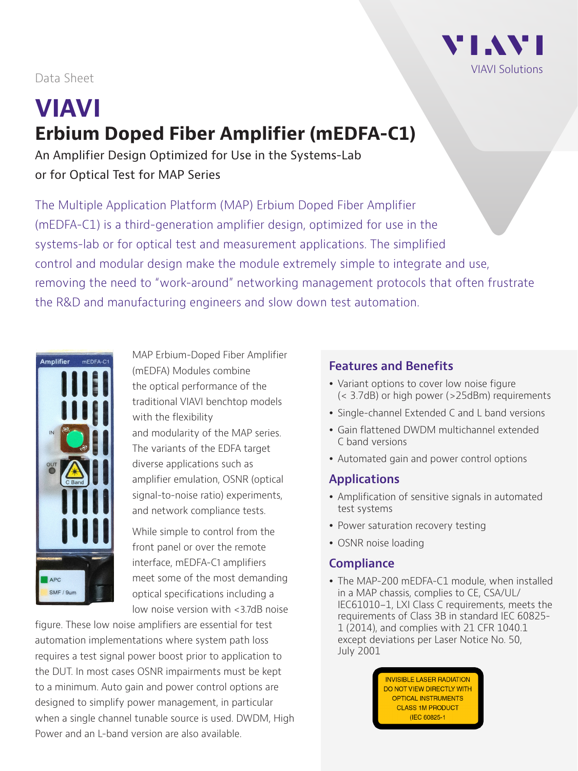Data Sheet

# VIAVI
## Erbium Doped Fiber Amplifier (mEDFA-C1)

An Amplifier Design Optimized for Use in the Systems-Lab or for Optical Test for MAP Series

The Multiple Application Platform (MAP) Erbium Doped Fiber Amplifier (mEDFA-C1) is a third-generation amplifier design, optimized for use in the systems-lab or for optical test and measurement applications. The simplified control and modular design make the module extremely simple to integrate and use, removing the need to "work-around" networking management protocols that often frustrate the R&D and manufacturing engineers and slow down test automation.

MAP Erbium-Doped Fiber Amplifier (mEDFA) Modules combine the optical performance of the traditional VIAVI benchtop models with the flexibility and modularity of the MAP series. The variants of the EDFA target diverse applications such as amplifier emulation, OSNR (optical signal-to-noise ratio) experiments, and network compliance tests.

While simple to control from the front panel or over the remote interface, mEDFA-C1 amplifiers meet some of the most demanding optical specifications including a low noise version with <3.7dB noise figure. These low noise amplifiers are essential for test automation implementations where system path loss requires a test signal power boost prior to application to the DUT. In most cases OSNR impairments must be kept to a minimum. Auto gain and power control options are designed to simplify power management, in particular when a single channel tunable source is used. DWDM, High Power and an L-band version are also available.

### Features and Benefits

- Variant options to cover low noise figure (< 3.7dB) or high power (>25dBm) requirements
- Single-channel Extended C and L band versions
- Gain flattened DWDM multichannel extended C band versions
- Automated gain and power control options

### Applications

- Amplification of sensitive signals in automated test systems
- Power saturation recovery testing
- OSNR noise loading

### Compliance

- The MAP-200 mEDFA-C1 module, when installed in a MAP chassis, complies to CE, CSA/UL/IEC61010–1, LXI Class C requirements, meets the requirements of Class 3B in standard IEC 60825-1 (2014), and complies with 21 CFR 1040.1 except deviations per Laser Notice No. 50, July 2001

INVISIBLE LASER RADIATION
DO NOT VIEW DIRECTLY WITH OPTICAL INSTRUMENTS
CLASS 1M PRODUCT
(IEC 60825-1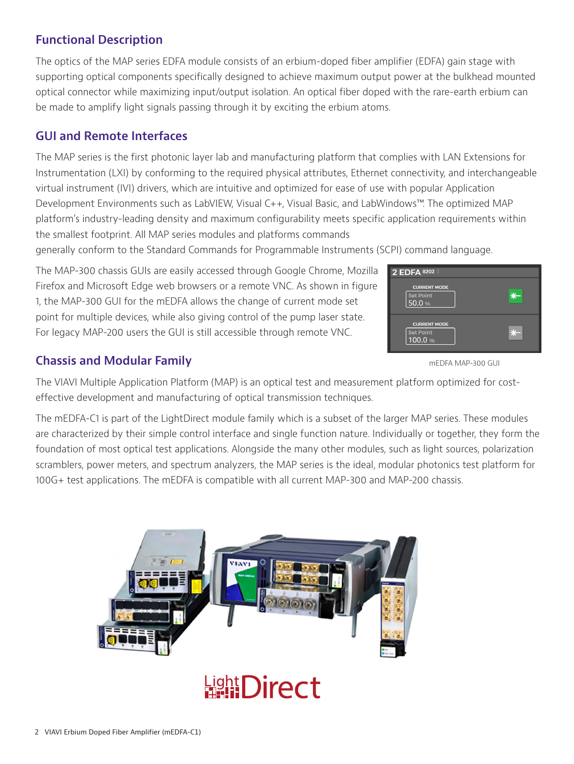## Functional Description

The optics of the MAP series EDFA module consists of an erbium-doped fiber amplifier (EDFA) gain stage with supporting optical components specifically designed to achieve maximum output power at the bulkhead mounted optical connector while maximizing input/output isolation. An optical fiber doped with the rare-earth erbium can be made to amplify light signals passing through it by exciting the erbium atoms.

## GUI and Remote Interfaces

The MAP series is the first photonic layer lab and manufacturing platform that complies with LAN Extensions for Instrumentation (LXI) by conforming to the required physical attributes, Ethernet connectivity, and interchangeable virtual instrument (IVI) drivers, which are intuitive and optimized for ease of use with popular Application Development Environments such as LabVIEW, Visual C++, Visual Basic, and LabWindows™. The optimized MAP platform's industry-leading density and maximum configurability meets specific application requirements within the smallest footprint. All MAP series modules and platforms commands generally conform to the Standard Commands for Programmable Instruments (SCPI) command language.

The MAP-300 chassis GUIs are easily accessed through Google Chrome, Mozilla Firefox and Microsoft Edge web browsers or a remote VNC. As shown in figure 1, the MAP-300 GUI for the mEDFA allows the change of current mode set point for multiple devices, while also giving control of the pump laser state. For legacy MAP-200 users the GUI is still accessible through remote VNC.

mEDFA MAP-300 GUI

## Chassis and Modular Family

The VIAVI Multiple Application Platform (MAP) is an optical test and measurement platform optimized for cost-effective development and manufacturing of optical transmission techniques.

The mEDFA-C1 is part of the LightDirect module family which is a subset of the larger MAP series. These modules are characterized by their simple control interface and single function nature. Individually or together, they form the foundation of most optical test applications. Alongside the many other modules, such as light sources, polarization scramblers, power meters, and spectrum analyzers, the MAP series is the ideal, modular photonics test platform for 100G+ test applications. The mEDFA is compatible with all current MAP-300 and MAP-200 chassis.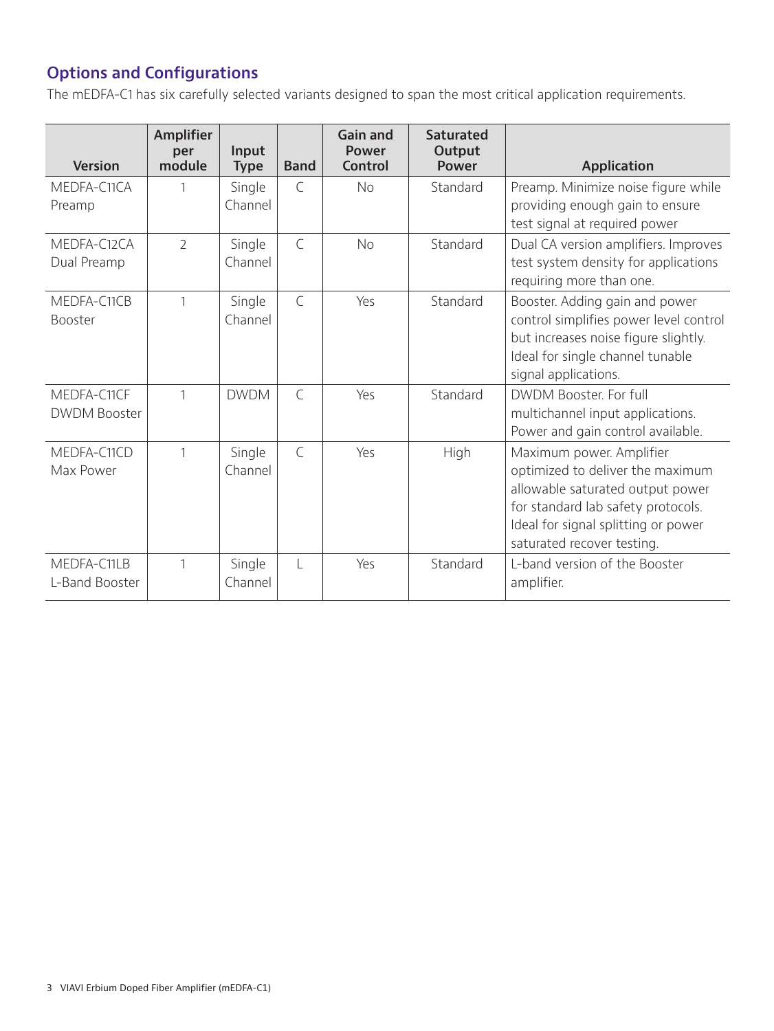## Options and Configurations

The mEDFA-C1 has six carefully selected variants designed to span the most critical application requirements.

| Version | Amplifier per module | Input Type | Band | Gain and Power Control | Saturated Output Power | Application |
|---|---|---|---|---|---|---|
| MEDFA-C11CA Preamp | 1 | Single Channel | C | No | Standard | Preamp. Minimize noise figure while providing enough gain to ensure test signal at required power |
| MEDFA-C12CA Dual Preamp | 2 | Single Channel | C | No | Standard | Dual CA version amplifiers. Improves test system density for applications requiring more than one. |
| MEDFA-C11CB Booster | 1 | Single Channel | C | Yes | Standard | Booster. Adding gain and power control simplifies power level control but increases noise figure slightly. Ideal for single channel tunable signal applications. |
| MEDFA-C11CF DWDM Booster | 1 | DWDM | C | Yes | Standard | DWDM Booster. For full multichannel input applications. Power and gain control available. |
| MEDFA-C11CD Max Power | 1 | Single Channel | C | Yes | High | Maximum power. Amplifier optimized to deliver the maximum allowable saturated output power for standard lab safety protocols. Ideal for signal splitting or power saturated recover testing. |
| MEDFA-C11LB L-Band Booster | 1 | Single Channel | L | Yes | Standard | L-band version of the Booster amplifier. |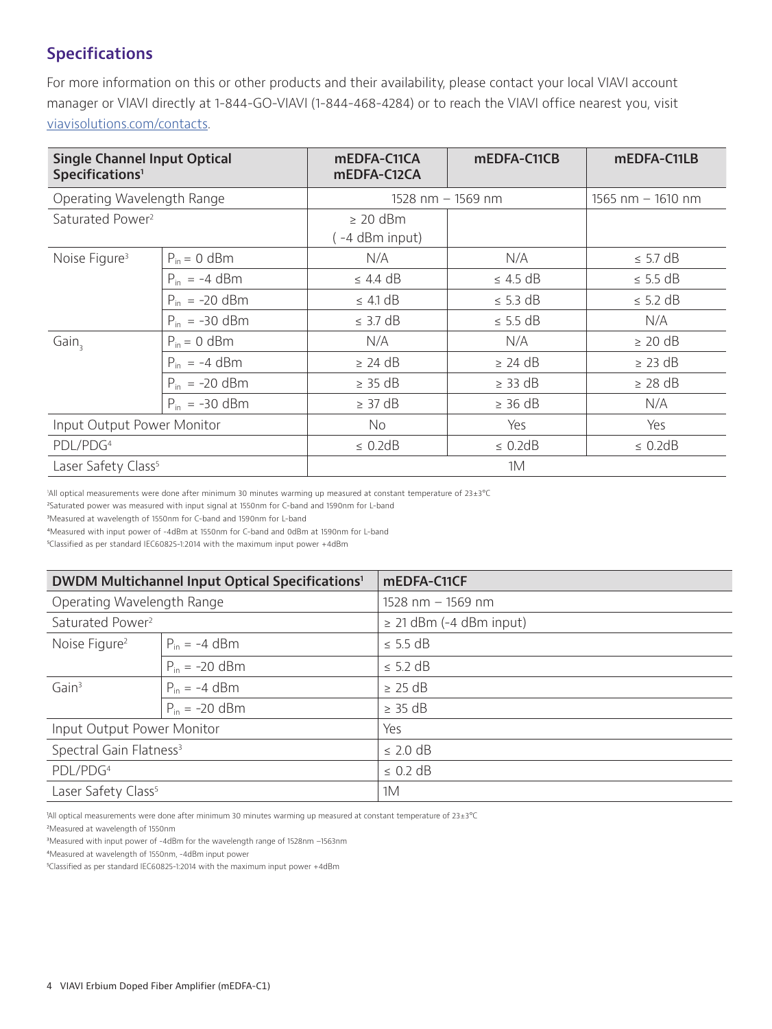## Specifications

For more information on this or other products and their availability, please contact your local VIAVI account manager or VIAVI directly at 1-844-GO-VIAVI (1-844-468-4284) or to reach the VIAVI office nearest you, visit viavisolutions.com/contacts.

| Single Channel Input Optical Specifications[1] | | mEDFA-C11CA mEDFA-C12CA | mEDFA-C11CB | mEDFA-C11LB |
|---|---|---|---|---|
| Operating Wavelength Range | | 1528 nm – 1569 nm | | 1565 nm – 1610 nm |
| Saturated Power[2] | | ≥ 20 dBm (-4 dBm input) | | |
| Noise Figure[3] | $P_{in}$ = 0 dBm | N/A | N/A | ≤ 5.7 dB |
| | $P_{in}$ = -4 dBm | ≤ 4.4 dB | ≤ 4.5 dB | ≤ 5.5 dB |
| | $P_{in}$ = -20 dBm | ≤ 4.1 dB | ≤ 5.3 dB | ≤ 5.2 dB |
| | $P_{in}$ = -30 dBm | ≤ 3.7 dB | ≤ 5.5 dB | N/A |
| Gain[3] | $P_{in}$ = 0 dBm | N/A | N/A | ≥ 20 dB |
| | $P_{in}$ = -4 dBm | ≥ 24 dB | ≥ 24 dB | ≥ 23 dB |
| | $P_{in}$ = -20 dBm | ≥ 35 dB | ≥ 33 dB | ≥ 28 dB |
| | $P_{in}$ = -30 dBm | ≥ 37 dB | ≥ 36 dB | N/A |
| Input Output Power Monitor | | No | Yes | Yes |
| PDL/PDG[4] | | ≤ 0.2dB | ≤ 0.2dB | ≤ 0.2dB |
| Laser Safety Class[5] | | 1M | | |

[1]All optical measurements were done after minimum 30 minutes warming up measured at constant temperature of 23±3°C
[2]Saturated power was measured with input signal at 1550nm for C-band and 1590nm for L-band
[3]Measured at wavelength of 1550nm for C-band and 1590nm for L-band
[4]Measured with input power of -4dBm at 1550nm for C-band and 0dBm at 1590nm for L-band
[5]Classified as per standard IEC60825-1:2014 with the maximum input power +4dBm

| DWDM Multichannel Input Optical Specifications[1] | | mEDFA-C11CF |
|---|---|---|
| Operating Wavelength Range | | 1528 nm – 1569 nm |
| Saturated Power[2] | | ≥ 21 dBm (-4 dBm input) |
| Noise Figure[2] | $P_{in}$ = -4 dBm | ≤ 5.5 dB |
| | $P_{in}$ = -20 dBm | ≤ 5.2 dB |
| Gain[3] | $P_{in}$ = -4 dBm | ≥ 25 dB |
| | $P_{in}$ = -20 dBm | ≥ 35 dB |
| Input Output Power Monitor | | Yes |
| Spectral Gain Flatness[3] | | ≤ 2.0 dB |
| PDL/PDG[4] | | ≤ 0.2 dB |
| Laser Safety Class[5] | | 1M |

[1]All optical measurements were done after minimum 30 minutes warming up measured at constant temperature of 23±3°C
[2]Measured at wavelength of 1550nm
[3]Measured with input power of -4dBm for the wavelength range of 1528nm –1563nm
[4]Measured at wavelength of 1550nm, -4dBm input power
[5]Classified as per standard IEC60825-1:2014 with the maximum input power +4dBm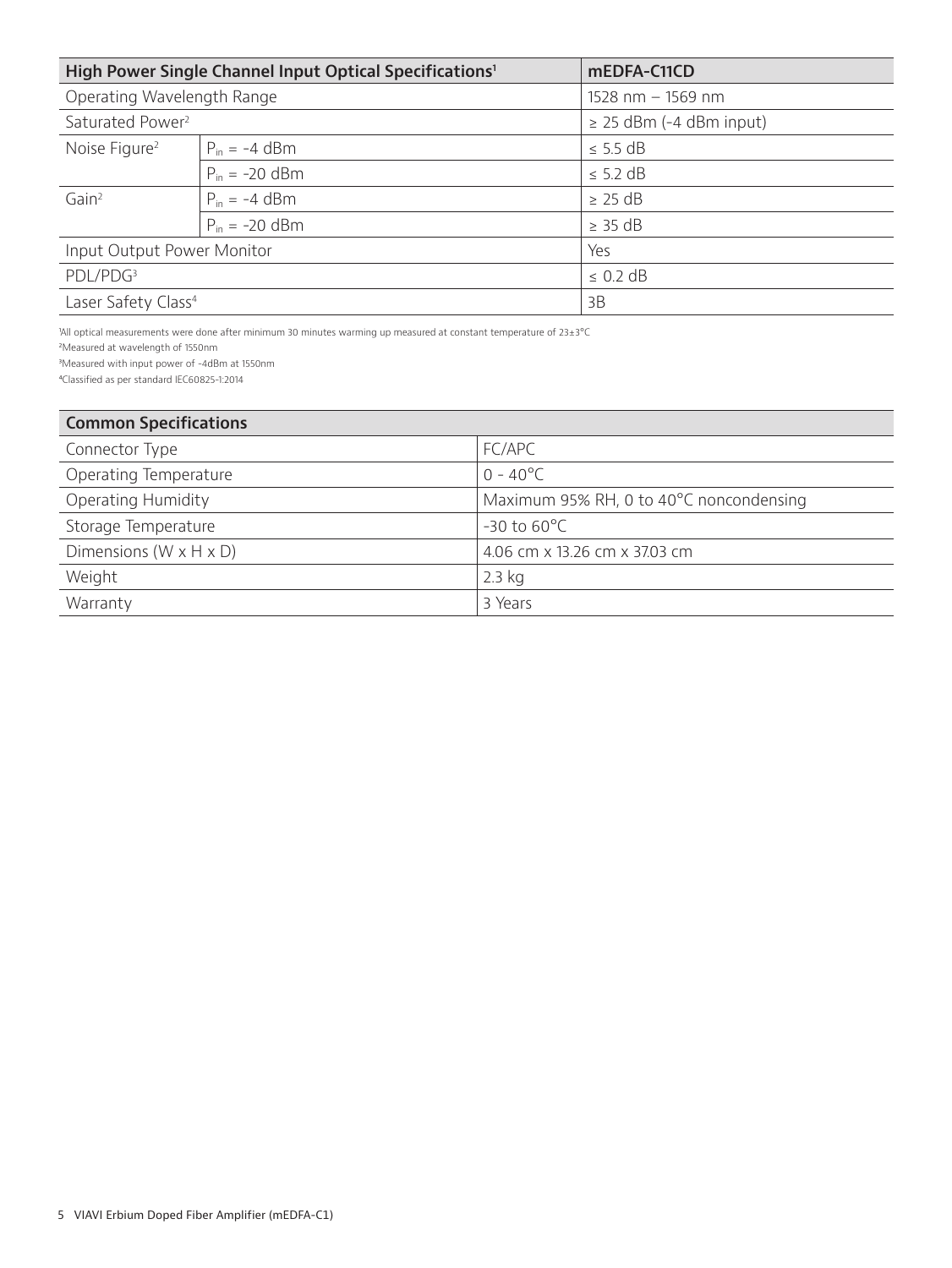| High Power Single Channel Input Optical Specifications[1] | | mEDFA-C11CD |
|---|---|---|
| Operating Wavelength Range | | 1528 nm – 1569 nm |
| Saturated Power[2] | | ≥ 25 dBm (-4 dBm input) |
| Noise Figure[2] | $P_{in}$ = -4 dBm | ≤ 5.5 dB |
| | $P_{in}$ = -20 dBm | ≤ 5.2 dB |
| Gain[2] | $P_{in}$ = -4 dBm | ≥ 25 dB |
| | $P_{in}$ = -20 dBm | ≥ 35 dB |
| Input Output Power Monitor | | Yes |
| PDL/PDG[3] | | ≤ 0.2 dB |
| Laser Safety Class[4] | | 3B |

[1]All optical measurements were done after minimum 30 minutes warming up measured at constant temperature of 23±3°C

[2]Measured at wavelength of 1550nm

[3]Measured with input power of -4dBm at 1550nm

[4]Classified as per standard IEC60825-1:2014

| Common Specifications | |
|---|---|
| Connector Type | FC/APC |
| Operating Temperature | 0 - 40°C |
| Operating Humidity | Maximum 95% RH, 0 to 40°C noncondensing |
| Storage Temperature | -30 to 60°C |
| Dimensions (W x H x D) | 4.06 cm x 13.26 cm x 37.03 cm |
| Weight | 2.3 kg |
| Warranty | 3 Years |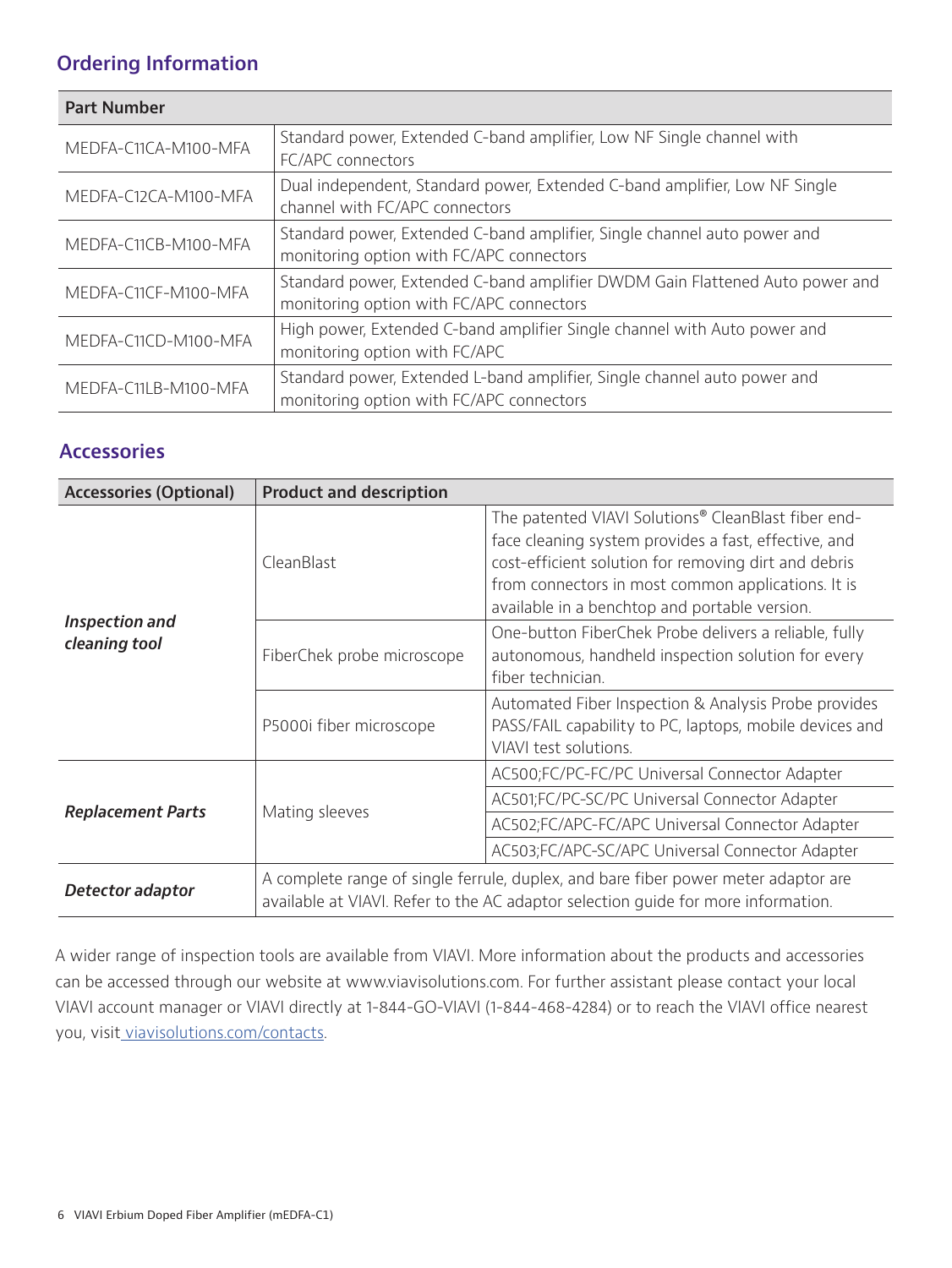## Ordering Information

| Part Number | |
|---|---|
| MEDFA-C11CA-M100-MFA | Standard power, Extended C-band amplifier, Low NF Single channel with FC/APC connectors |
| MEDFA-C12CA-M100-MFA | Dual independent, Standard power, Extended C-band amplifier, Low NF Single channel with FC/APC connectors |
| MEDFA-C11CB-M100-MFA | Standard power, Extended C-band amplifier, Single channel auto power and monitoring option with FC/APC connectors |
| MEDFA-C11CF-M100-MFA | Standard power, Extended C-band amplifier DWDM Gain Flattened Auto power and monitoring option with FC/APC connectors |
| MEDFA-C11CD-M100-MFA | High power, Extended C-band amplifier Single channel with Auto power and monitoring option with FC/APC |
| MEDFA-C11LB-M100-MFA | Standard power, Extended L-band amplifier, Single channel auto power and monitoring option with FC/APC connectors |

## Accessories

| Accessories (Optional) | Product and description | |
|---|---|---|
| ***Inspection and cleaning tool*** | CleanBlast | The patented VIAVI Solutions® CleanBlast fiber end-face cleaning system provides a fast, effective, and cost-efficient solution for removing dirt and debris from connectors in most common applications. It is available in a benchtop and portable version. |
| | FiberChek probe microscope | One-button FiberChek Probe delivers a reliable, fully autonomous, handheld inspection solution for every fiber technician. |
| | P5000i fiber microscope | Automated Fiber Inspection & Analysis Probe provides PASS/FAIL capability to PC, laptops, mobile devices and VIAVI test solutions. |
| ***Replacement Parts*** | Mating sleeves | AC500;FC/PC-FC/PC Universal Connector Adapter |
| | | AC501;FC/PC-SC/PC Universal Connector Adapter |
| | | AC502;FC/APC-FC/APC Universal Connector Adapter |
| | | AC503;FC/APC-SC/APC Universal Connector Adapter |
| ***Detector adaptor*** | A complete range of single ferrule, duplex, and bare fiber power meter adaptor are available at VIAVI. Refer to the AC adaptor selection guide for more information. | |

A wider range of inspection tools are available from VIAVI. More information about the products and accessories can be accessed through our website at www.viavisolutions.com. For further assistant please contact your local VIAVI account manager or VIAVI directly at 1-844-GO-VIAVI (1-844-468-4284) or to reach the VIAVI office nearest you, visit viavisolutions.com/contacts.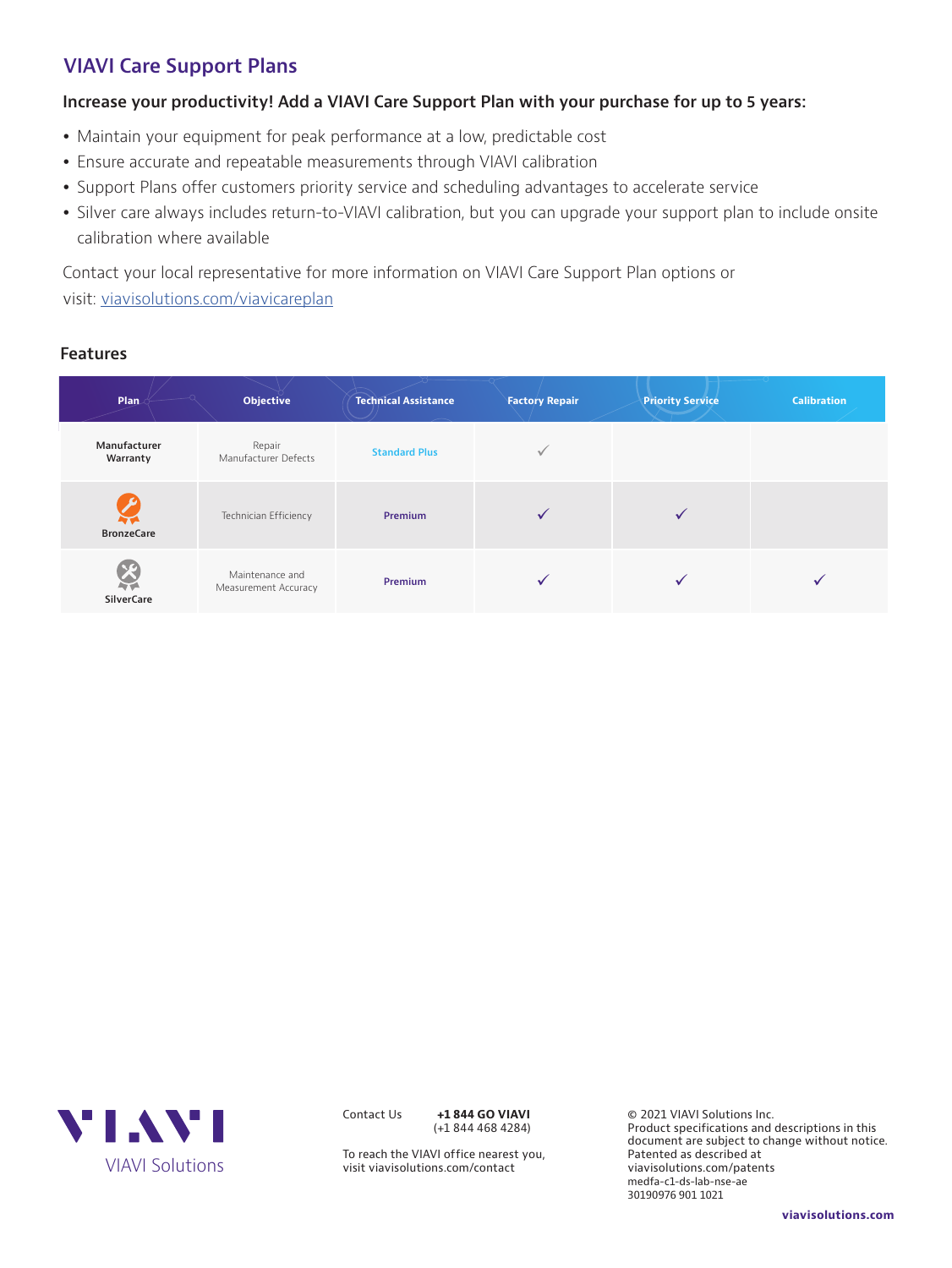## VIAVI Care Support Plans

**Increase your productivity! Add a VIAVI Care Support Plan with your purchase for up to 5 years:**

- Maintain your equipment for peak performance at a low, predictable cost
- Ensure accurate and repeatable measurements through VIAVI calibration
- Support Plans offer customers priority service and scheduling advantages to accelerate service
- Silver care always includes return-to-VIAVI calibration, but you can upgrade your support plan to include onsite calibration where available

Contact your local representative for more information on VIAVI Care Support Plan options or visit: viavisolutions.com/viavicareplan

### Features

| Plan | Objective | Technical Assistance | Factory Repair | Priority Service | Calibration |
|---|---|---|---|---|---|
| Manufacturer Warranty | Repair Manufacturer Defects | Standard Plus | ✓ | | |
| BronzeCare | Technician Efficiency | Premium | ✓ | ✓ | |
| SilverCare | Maintenance and Measurement Accuracy | Premium | ✓ | ✓ | ✓ |

VIAVI Solutions

Contact Us **+1 844 GO VIAVI** (+1 844 468 4284)

To reach the VIAVI office nearest you, visit viavisolutions.com/contact

© 2021 VIAVI Solutions Inc.
Product specifications and descriptions in this document are subject to change without notice.
Patented as described at viavisolutions.com/patents
medfa-c1-ds-lab-nse-ae
30190976 901 1021

**viavisolutions.com**